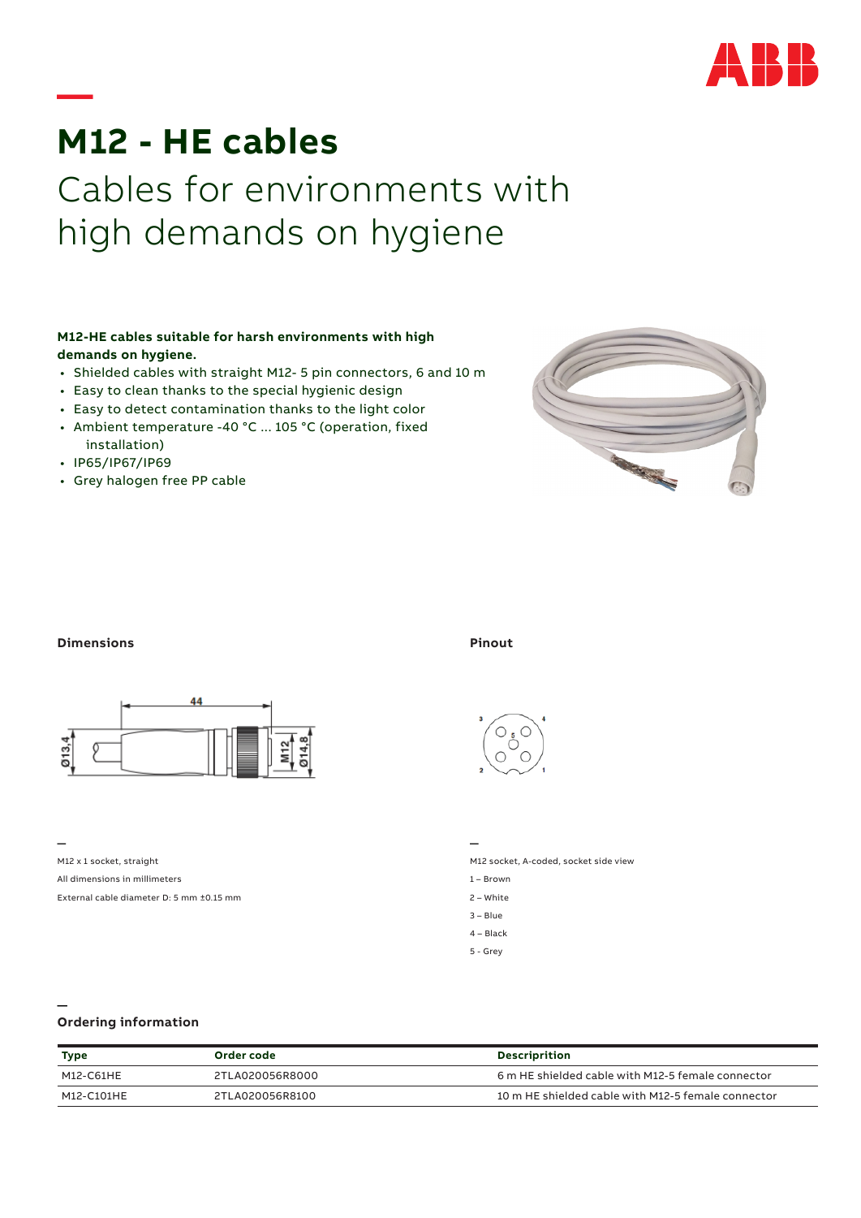# M12 - HE cables

## Cables for environments with high demands on hygiene

**M12-HE cables suitable for harsh environments with high demands on hygiene.**

- Shielded cables with straight M12- 5 pin connectors, 6 and 10 m
- Easy to clean thanks to the special hygienic design
- Easy to detect contamination thanks to the light color
- Ambient temperature -40 °C ... 105 °C (operation, fixed installation)
- IP65/IP67/IP69
- Grey halogen free PP cable

### Dimensions

M12 x 1 socket, straight

All dimensions in millimeters

External cable diameter D: 5 mm ±0.15 mm

### Pinout

M12 socket, A-coded, socket side view

1 – Brown

2 – White

3 – Blue

4 – Black

5 - Grey

### Ordering information

| Type | Order code | Descripition |
| --- | --- | --- |
| M12-C61HE | 2TLA020056R8000 | 6 m HE shielded cable with M12-5 female connector |
| M12-C101HE | 2TLA020056R8100 | 10 m HE shielded cable with M12-5 female connector |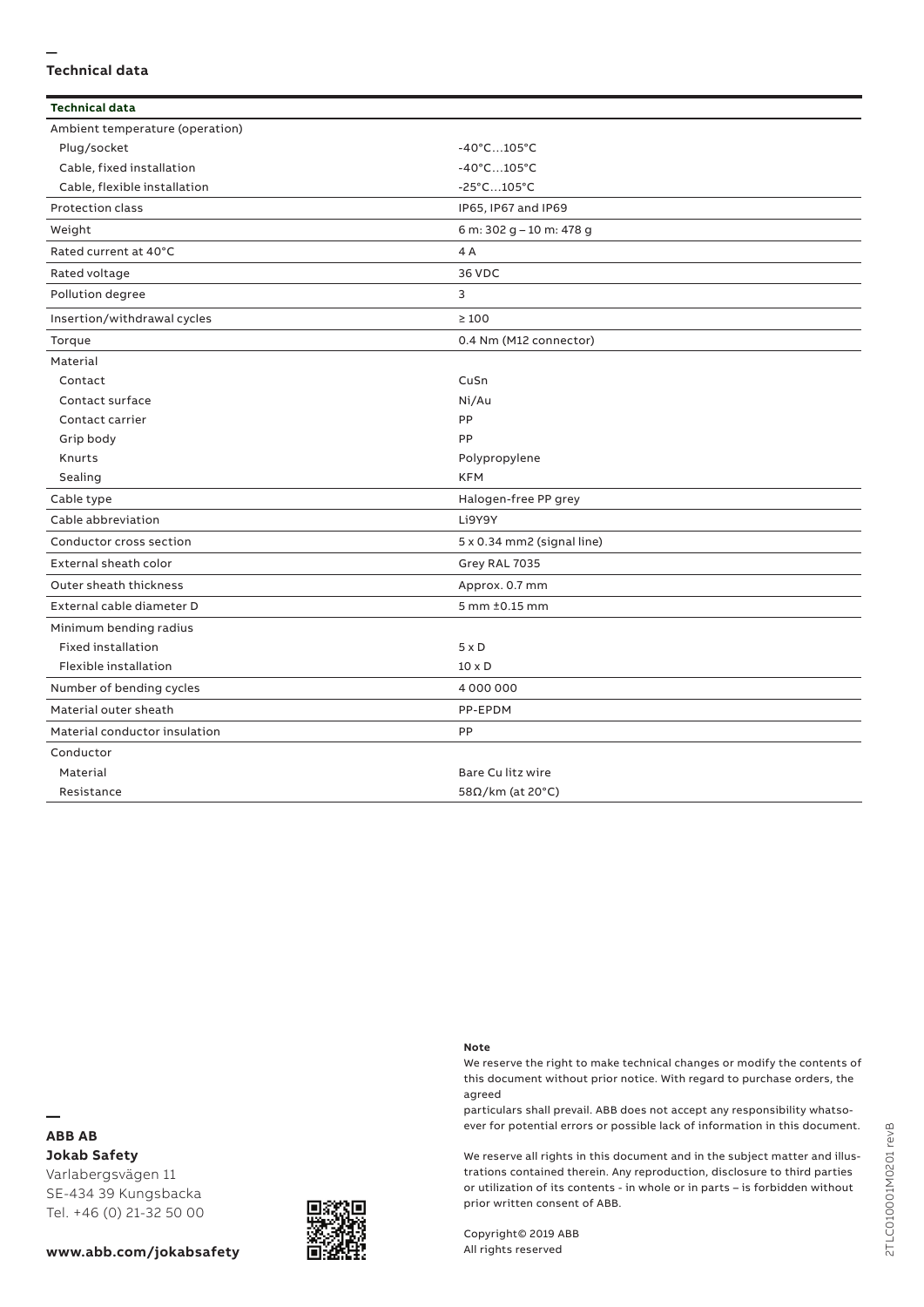## Technical data

| Technical data | |
|---|---|
| Ambient temperature (operation) | |
| Plug/socket | -40°C…105°C |
| Cable, fixed installation | -40°C…105°C |
| Cable, flexible installation | -25°C…105°C |
| Protection class | IP65, IP67 and IP69 |
| Weight | 6 m: 302 g – 10 m: 478 g |
| Rated current at 40°C | 4 A |
| Rated voltage | 36 VDC |
| Pollution degree | 3 |
| Insertion/withdrawal cycles | ≥ 100 |
| Torque | 0.4 Nm (M12 connector) |
| Material | |
| Contact | CuSn |
| Contact surface | Ni/Au |
| Contact carrier | PP |
| Grip body | PP |
| Knurts | Polypropylene |
| Sealing | KFM |
| Cable type | Halogen-free PP grey |
| Cable abbreviation | Li9Y9Y |
| Conductor cross section | 5 x 0.34 mm2 (signal line) |
| External sheath color | Grey RAL 7035 |
| Outer sheath thickness | Approx. 0.7 mm |
| External cable diameter D | 5 mm ±0.15 mm |
| Minimum bending radius | |
| Fixed installation | 5 x D |
| Flexible installation | 10 x D |
| Number of bending cycles | 4 000 000 |
| Material outer sheath | PP-EPDM |
| Material conductor insulation | PP |
| Conductor | |
| Material | Bare Cu litz wire |
| Resistance | 58Ω/km (at 20°C) |

**ABB AB**
**Jokab Safety**
Varlabergsvägen 11
SE-434 39 Kungsbacka
Tel. +46 (0) 21-32 50 00

**www.abb.com/jokabsafety**

**Note**
We reserve the right to make technical changes or modify the contents of this document without prior notice. With regard to purchase orders, the agreed
particulars shall prevail. ABB does not accept any responsibility whatsoever for potential errors or possible lack of information in this document.

We reserve all rights in this document and in the subject matter and illustrations contained therein. Any reproduction, disclosure to third parties or utilization of its contents - in whole or in parts – is forbidden without prior written consent of ABB.

Copyright© 2019 ABB
All rights reserved

2TLC010001M0201 revB